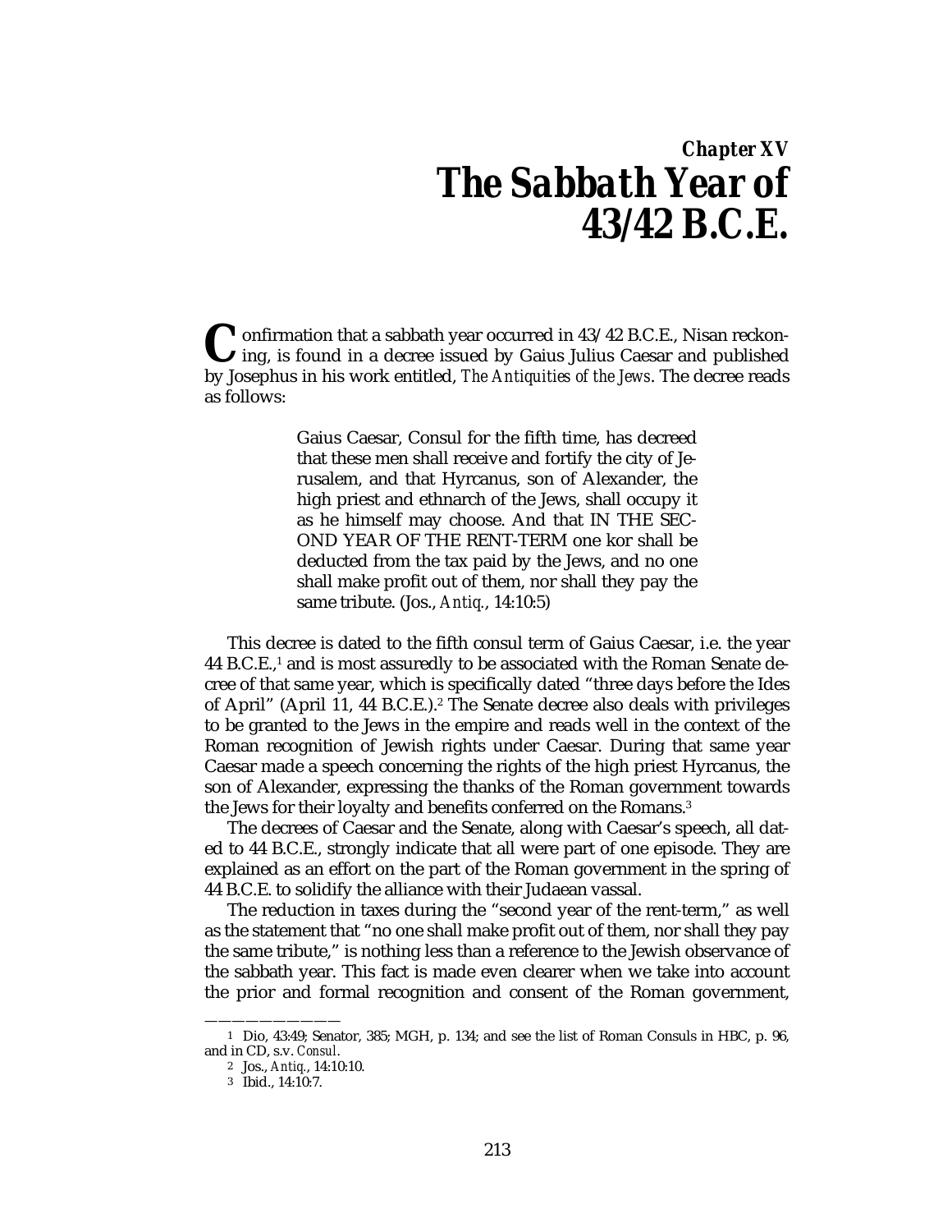# Chapter XV
# The Sabbath Year of 43/42 B.C.E.

Confirmation that a sabbath year occurred in 43/42 B.C.E., Nisan reckoning, is found in a decree issued by Gaius Julius Caesar and published by Josephus in his work entitled, *The Antiquities of the Jews*. The decree reads as follows:

> Gaius Caesar, Consul for the fifth time, has decreed that these men shall receive and fortify the city of Jerusalem, and that Hyrcanus, son of Alexander, the high priest and ethnarch of the Jews, shall occupy it as he himself may choose. And that IN THE SECOND YEAR OF THE RENT-TERM one kor shall be deducted from the tax paid by the Jews, and no one shall make profit out of them, nor shall they pay the same tribute. (Jos., *Antiq.*, 14:10:5)

This decree is dated to the fifth consul term of Gaius Caesar, i.e. the year 44 B.C.E.,[1] and is most assuredly to be associated with the Roman Senate decree of that same year, which is specifically dated "three days before the Ides of April" (April 11, 44 B.C.E.).[2] The Senate decree also deals with privileges to be granted to the Jews in the empire and reads well in the context of the Roman recognition of Jewish rights under Caesar. During that same year Caesar made a speech concerning the rights of the high priest Hyrcanus, the son of Alexander, expressing the thanks of the Roman government towards the Jews for their loyalty and benefits conferred on the Romans.[3]

The decrees of Caesar and the Senate, along with Caesar's speech, all dated to 44 B.C.E., strongly indicate that all were part of one episode. They are explained as an effort on the part of the Roman government in the spring of 44 B.C.E. to solidify the alliance with their Judaean vassal.

The reduction in taxes during the "second year of the rent-term," as well as the statement that "no one shall make profit out of them, nor shall they pay the same tribute," is nothing less than a reference to the Jewish observance of the sabbath year. This fact is made even clearer when we take into account the prior and formal recognition and consent of the Roman government,

---

1 Dio, 43:49; Senator, 385; MGH, p. 134; and see the list of Roman Consuls in HBC, p. 96, and in CD, s.v. *Consul*.

2 Jos., *Antiq.*, 14:10:10.

3 Ibid., 14:10:7.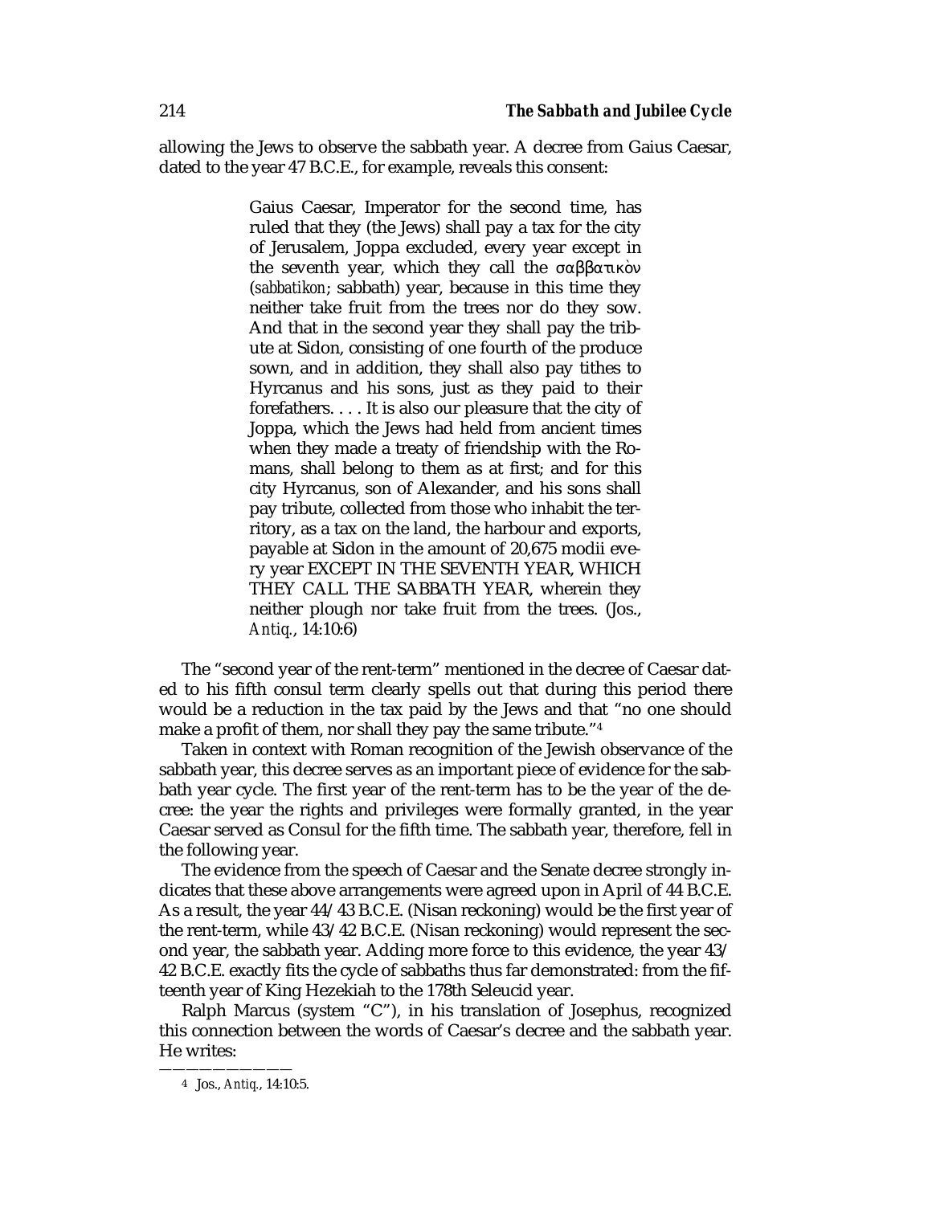allowing the Jews to observe the sabbath year. A decree from Gaius Caesar, dated to the year 47 B.C.E., for example, reveals this consent:

> Gaius Caesar, Imperator for the second time, has ruled that they (the Jews) shall pay a tax for the city of Jerusalem, Joppa excluded, every year except in the seventh year, which they call the σαββατικὸν (*sabbatikon*; sabbath) year, because in this time they neither take fruit from the trees nor do they sow. And that in the second year they shall pay the tribute at Sidon, consisting of one fourth of the produce sown, and in addition, they shall also pay tithes to Hyrcanus and his sons, just as they paid to their forefathers. . . . It is also our pleasure that the city of Joppa, which the Jews had held from ancient times when they made a treaty of friendship with the Romans, shall belong to them as at first; and for this city Hyrcanus, son of Alexander, and his sons shall pay tribute, collected from those who inhabit the territory, as a tax on the land, the harbour and exports, payable at Sidon in the amount of 20,675 modii every year EXCEPT IN THE SEVENTH YEAR, WHICH THEY CALL THE SABBATH YEAR, wherein they neither plough nor take fruit from the trees. (Jos., *Antiq.*, 14:10:6)

The "second year of the rent-term" mentioned in the decree of Caesar dated to his fifth consul term clearly spells out that during this period there would be a reduction in the tax paid by the Jews and that "no one should make a profit of them, nor shall they pay the same tribute."[4]

Taken in context with Roman recognition of the Jewish observance of the sabbath year, this decree serves as an important piece of evidence for the sabbath year cycle. The first year of the rent-term has to be the year of the decree: the year the rights and privileges were formally granted, in the year Caesar served as Consul for the fifth time. The sabbath year, therefore, fell in the following year.

The evidence from the speech of Caesar and the Senate decree strongly indicates that these above arrangements were agreed upon in April of 44 B.C.E. As a result, the year 44/43 B.C.E. (Nisan reckoning) would be the first year of the rent-term, while 43/42 B.C.E. (Nisan reckoning) would represent the second year, the sabbath year. Adding more force to this evidence, the year 43/42 B.C.E. exactly fits the cycle of sabbaths thus far demonstrated: from the fifteenth year of King Hezekiah to the 178th Seleucid year.

Ralph Marcus (system "C"), in his translation of Josephus, recognized this connection between the words of Caesar's decree and the sabbath year. He writes:

---

[4] Jos., *Antiq.*, 14:10:5.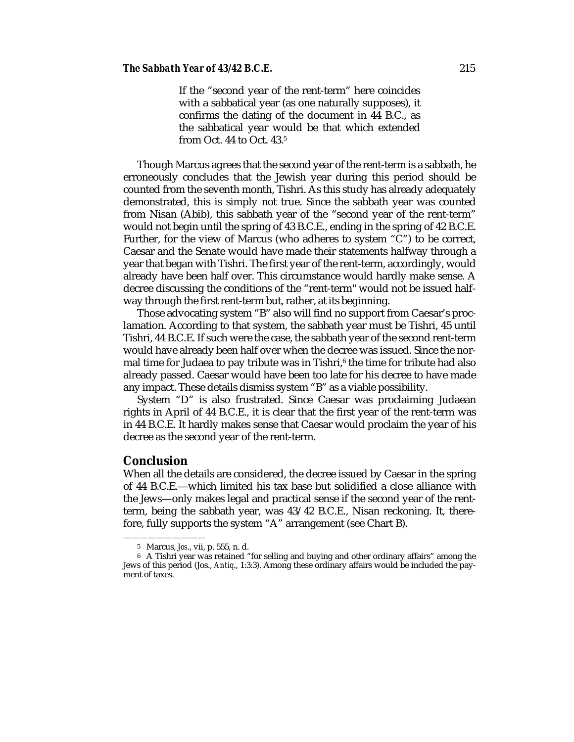> If the "second year of the rent-term" here coincides with a sabbatical year (as one naturally supposes), it confirms the dating of the document in 44 B.C., as the sabbatical year would be that which extended from Oct. 44 to Oct. 43.[5]

Though Marcus agrees that the second year of the rent-term is a sabbath, he erroneously concludes that the Jewish year during this period should be counted from the seventh month, Tishri. As this study has already adequately demonstrated, this is simply not true. Since the sabbath year was counted from Nisan (Abib), this sabbath year of the "second year of the rent-term" would not begin until the spring of 43 B.C.E., ending in the spring of 42 B.C.E. Further, for the view of Marcus (who adheres to system "C") to be correct, Caesar and the Senate would have made their statements halfway through a year that began with Tishri. The first year of the rent-term, accordingly, would already have been half over. This circumstance would hardly make sense. A decree discussing the conditions of the "rent-term" would not be issued halfway through the first rent-term but, rather, at its beginning.

Those advocating system "B" also will find no support from Caesar's proclamation. According to that system, the sabbath year must be Tishri, 45 until Tishri, 44 B.C.E. If such were the case, the sabbath year of the second rent-term would have already been half over when the decree was issued. Since the normal time for Judaea to pay tribute was in Tishri,[6] the time for tribute had also already passed. Caesar would have been too late for his decree to have made any impact. These details dismiss system "B" as a viable possibility.

System "D" is also frustrated. Since Caesar was proclaiming Judaean rights in April of 44 B.C.E., it is clear that the first year of the rent-term was in 44 B.C.E. It hardly makes sense that Caesar would proclaim the year of his decree as the second year of the rent-term.

## Conclusion

When all the details are considered, the decree issued by Caesar in the spring of 44 B.C.E.—which limited his tax base but solidified a close alliance with the Jews—only makes legal and practical sense if the second year of the rent-term, being the sabbath year, was 43/42 B.C.E., Nisan reckoning. It, therefore, fully supports the system "A" arrangement (see Chart B).

---

5 Marcus, *Jos.*, vii, p. 555, n. d.

6 A Tishri year was retained "for selling and buying and other ordinary affairs" among the Jews of this period (Jos., *Antiq.*, 1:3:3). Among these ordinary affairs would be included the payment of taxes.